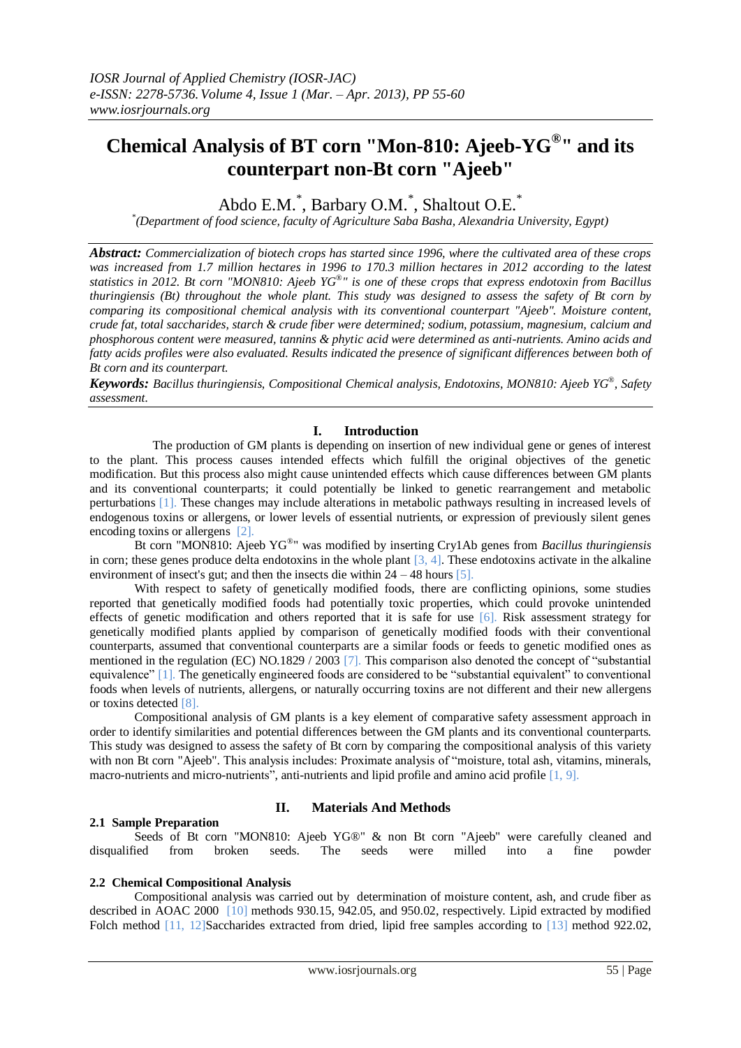# Chemical Analysis of BT corn "Mon-810: Ajeeb-YG®" and its counterpart non-Bt corn "Ajeeb"

Abdo E.M.[*], Barbary O.M.[*], Shaltout O.E.[*]

[*](Department of food science, faculty of Agriculture Saba Basha, Alexandria University, Egypt)

***Abstract:*** *Commercialization of biotech crops has started since 1996, where the cultivated area of these crops was increased from 1.7 million hectares in 1996 to 170.3 million hectares in 2012 according to the latest statistics in 2012. Bt corn "MON810: Ajeeb YG®" is one of these crops that express endotoxin from Bacillus thuringiensis (Bt) throughout the whole plant. This study was designed to assess the safety of Bt corn by comparing its compositional chemical analysis with its conventional counterpart "Ajeeb". Moisture content, crude fat, total saccharides, starch & crude fiber were determined; sodium, potassium, magnesium, calcium and phosphorous content were measured, tannins & phytic acid were determined as anti-nutrients. Amino acids and fatty acids profiles were also evaluated. Results indicated the presence of significant differences between both of Bt corn and its counterpart.*

***Keywords:*** *Bacillus thuringiensis, Compositional Chemical analysis, Endotoxins, MON810: Ajeeb YG®, Safety assessment.*

## I. Introduction

The production of GM plants is depending on insertion of new individual gene or genes of interest to the plant. This process causes intended effects which fulfill the original objectives of the genetic modification. But this process also might cause unintended effects which cause differences between GM plants and its conventional counterparts; it could potentially be linked to genetic rearrangement and metabolic perturbations [1]. These changes may include alterations in metabolic pathways resulting in increased levels of endogenous toxins or allergens, or lower levels of essential nutrients, or expression of previously silent genes encoding toxins or allergens [2].

Bt corn "MON810: Ajeeb YG®" was modified by inserting Cry1Ab genes from *Bacillus thuringiensis* in corn; these genes produce delta endotoxins in the whole plant [3, 4]. These endotoxins activate in the alkaline environment of insect's gut; and then the insects die within 24 – 48 hours [5].

With respect to safety of genetically modified foods, there are conflicting opinions, some studies reported that genetically modified foods had potentially toxic properties, which could provoke unintended effects of genetic modification and others reported that it is safe for use [6]. Risk assessment strategy for genetically modified plants applied by comparison of genetically modified foods with their conventional counterparts, assumed that conventional counterparts are a similar foods or feeds to genetic modified ones as mentioned in the regulation (EC) NO.1829 / 2003 [7]. This comparison also denoted the concept of "substantial equivalence" [1]. The genetically engineered foods are considered to be "substantial equivalent" to conventional foods when levels of nutrients, allergens, or naturally occurring toxins are not different and their new allergens or toxins detected [8].

Compositional analysis of GM plants is a key element of comparative safety assessment approach in order to identify similarities and potential differences between the GM plants and its conventional counterparts. This study was designed to assess the safety of Bt corn by comparing the compositional analysis of this variety with non Bt corn "Ajeeb". This analysis includes: Proximate analysis of "moisture, total ash, vitamins, minerals, macro-nutrients and micro-nutrients", anti-nutrients and lipid profile and amino acid profile [1, 9].

## II. Materials And Methods

### 2.1 Sample Preparation

Seeds of Bt corn "MON810: Ajeeb YG®" & non Bt corn "Ajeeb" were carefully cleaned and disqualified from broken seeds. The seeds were milled into a fine powder

### 2.2 Chemical Compositional Analysis

Compositional analysis was carried out by determination of moisture content, ash, and crude fiber as described in AOAC 2000 [10] methods 930.15, 942.05, and 950.02, respectively. Lipid extracted by modified Folch method [11, 12]Saccharides extracted from dried, lipid free samples according to [13] method 922.02,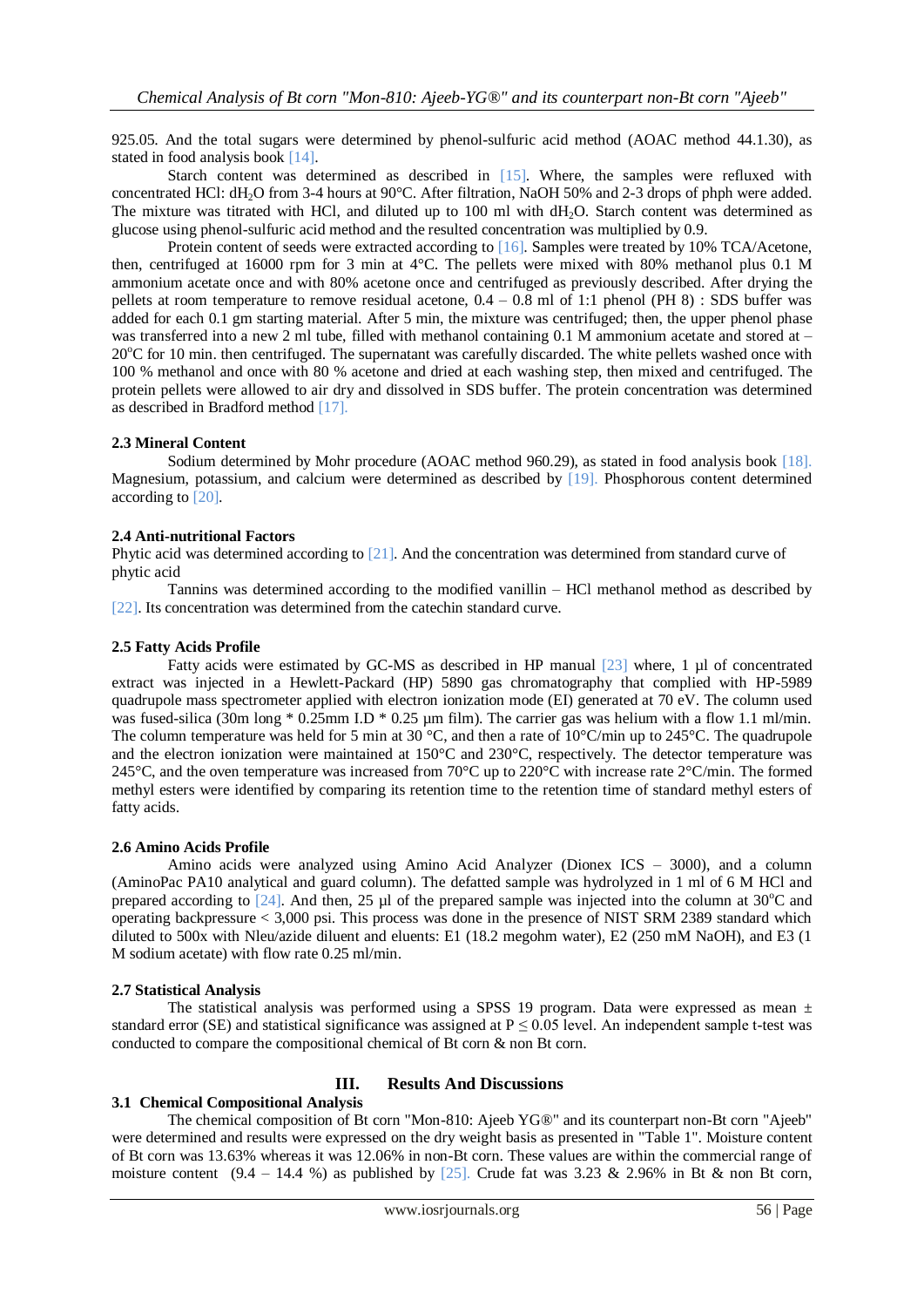925.05. And the total sugars were determined by phenol-sulfuric acid method (AOAC method 44.1.30), as stated in food analysis book [14].

Starch content was determined as described in [15]. Where, the samples were refluxed with concentrated HCl: $dH_2O$ from 3-4 hours at 90°C. After filtration, NaOH 50% and 2-3 drops of phph were added. The mixture was titrated with HCl, and diluted up to 100 ml with $dH_2O$. Starch content was determined as glucose using phenol-sulfuric acid method and the resulted concentration was multiplied by 0.9.

Protein content of seeds were extracted according to [16]. Samples were treated by 10% TCA/Acetone, then, centrifuged at 16000 rpm for 3 min at 4°C. The pellets were mixed with 80% methanol plus 0.1 M ammonium acetate once and with 80% acetone once and centrifuged as previously described. After drying the pellets at room temperature to remove residual acetone, 0.4 – 0.8 ml of 1:1 phenol (PH 8) : SDS buffer was added for each 0.1 gm starting material. After 5 min, the mixture was centrifuged; then, the upper phenol phase was transferred into a new 2 ml tube, filled with methanol containing 0.1 M ammonium acetate and stored at – 20°C for 10 min. then centrifuged. The supernatant was carefully discarded. The white pellets washed once with 100 % methanol and once with 80 % acetone and dried at each washing step, then mixed and centrifuged. The protein pellets were allowed to air dry and dissolved in SDS buffer. The protein concentration was determined as described in Bradford method [17].

### 2.3 Mineral Content

Sodium determined by Mohr procedure (AOAC method 960.29), as stated in food analysis book [18]. Magnesium, potassium, and calcium were determined as described by [19]. Phosphorous content determined according to [20].

### 2.4 Anti-nutritional Factors

Phytic acid was determined according to [21]. And the concentration was determined from standard curve of phytic acid

Tannins was determined according to the modified vanillin – HCl methanol method as described by [22]. Its concentration was determined from the catechin standard curve.

### 2.5 Fatty Acids Profile

Fatty acids were estimated by GC-MS as described in HP manual [23] where, 1 µl of concentrated extract was injected in a Hewlett-Packard (HP) 5890 gas chromatography that complied with HP-5989 quadrupole mass spectrometer applied with electron ionization mode (EI) generated at 70 eV. The column used was fused-silica (30m long * 0.25mm I.D * 0.25 µm film). The carrier gas was helium with a flow 1.1 ml/min. The column temperature was held for 5 min at 30 °C, and then a rate of 10°C/min up to 245°C. The quadrupole and the electron ionization were maintained at 150°C and 230°C, respectively. The detector temperature was 245°C, and the oven temperature was increased from 70°C up to 220°C with increase rate 2°C/min. The formed methyl esters were identified by comparing its retention time to the retention time of standard methyl esters of fatty acids.

### 2.6 Amino Acids Profile

Amino acids were analyzed using Amino Acid Analyzer (Dionex ICS – 3000), and a column (AminoPac PA10 analytical and guard column). The defatted sample was hydrolyzed in 1 ml of 6 M HCl and prepared according to [24]. And then, 25 µl of the prepared sample was injected into the column at 30°C and operating backpressure < 3,000 psi. This process was done in the presence of NIST SRM 2389 standard which diluted to 500x with Nleu/azide diluent and eluents: E1 (18.2 megohm water), E2 (250 mM NaOH), and E3 (1 M sodium acetate) with flow rate 0.25 ml/min.

### 2.7 Statistical Analysis

The statistical analysis was performed using a SPSS 19 program. Data were expressed as mean ± standard error (SE) and statistical significance was assigned at $P \leq 0.05$ level. An independent sample t-test was conducted to compare the compositional chemical of Bt corn & non Bt corn.

## III. Results And Discussions

### 3.1 Chemical Compositional Analysis

The chemical composition of Bt corn "Mon-810: Ajeeb YG®" and its counterpart non-Bt corn "Ajeeb" were determined and results were expressed on the dry weight basis as presented in "Table 1". Moisture content of Bt corn was 13.63% whereas it was 12.06% in non-Bt corn. These values are within the commercial range of moisture content (9.4 – 14.4 %) as published by [25]. Crude fat was 3.23 & 2.96% in Bt & non Bt corn,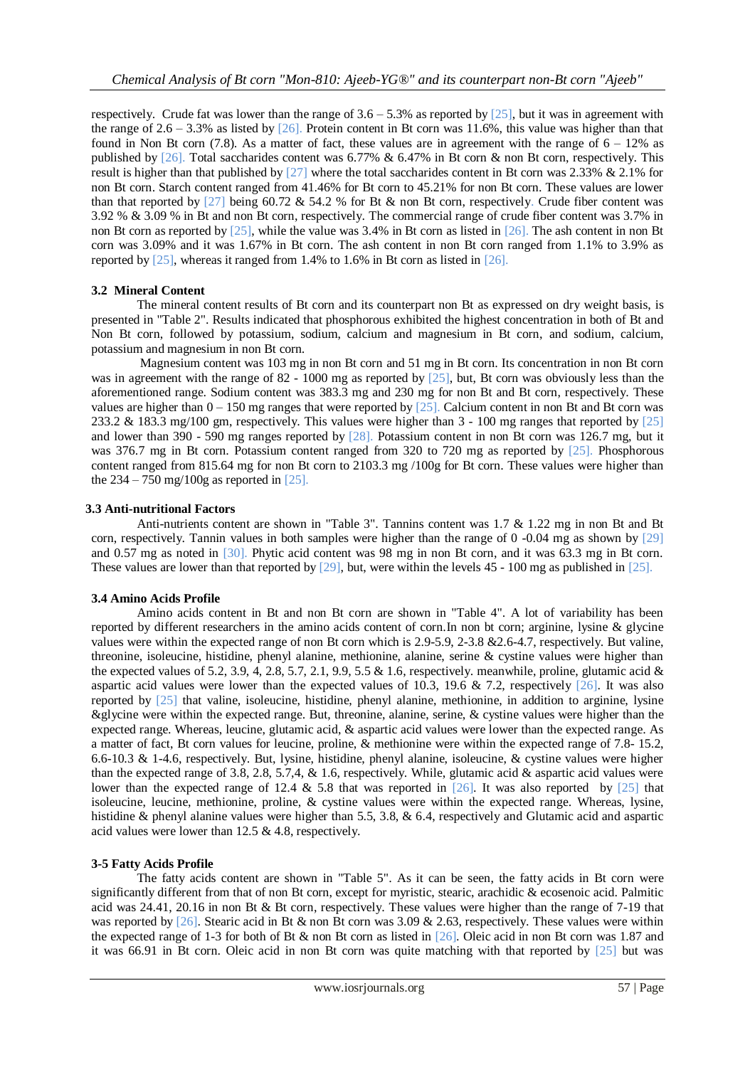respectively. Crude fat was lower than the range of 3.6 – 5.3% as reported by [25], but it was in agreement with the range of 2.6 – 3.3% as listed by [26]. Protein content in Bt corn was 11.6%, this value was higher than that found in Non Bt corn (7.8). As a matter of fact, these values are in agreement with the range of 6 – 12% as published by [26]. Total saccharides content was 6.77% & 6.47% in Bt corn & non Bt corn, respectively. This result is higher than that published by [27] where the total saccharides content in Bt corn was 2.33% & 2.1% for non Bt corn. Starch content ranged from 41.46% for Bt corn to 45.21% for non Bt corn. These values are lower than that reported by [27] being 60.72 & 54.2 % for Bt & non Bt corn, respectively. Crude fiber content was 3.92 % & 3.09 % in Bt and non Bt corn, respectively. The commercial range of crude fiber content was 3.7% in non Bt corn as reported by [25], while the value was 3.4% in Bt corn as listed in [26]. The ash content in non Bt corn was 3.09% and it was 1.67% in Bt corn. The ash content in non Bt corn ranged from 1.1% to 3.9% as reported by [25], whereas it ranged from 1.4% to 1.6% in Bt corn as listed in [26].

### 3.2 Mineral Content

The mineral content results of Bt corn and its counterpart non Bt as expressed on dry weight basis, is presented in "Table 2". Results indicated that phosphorous exhibited the highest concentration in both of Bt and Non Bt corn, followed by potassium, sodium, calcium and magnesium in Bt corn, and sodium, calcium, potassium and magnesium in non Bt corn.

Magnesium content was 103 mg in non Bt corn and 51 mg in Bt corn. Its concentration in non Bt corn was in agreement with the range of 82 - 1000 mg as reported by [25], but, Bt corn was obviously less than the aforementioned range. Sodium content was 383.3 mg and 230 mg for non Bt and Bt corn, respectively. These values are higher than 0 – 150 mg ranges that were reported by [25]. Calcium content in non Bt and Bt corn was 233.2 & 183.3 mg/100 gm, respectively. This values were higher than 3 - 100 mg ranges that reported by [25] and lower than 390 - 590 mg ranges reported by [28]. Potassium content in non Bt corn was 126.7 mg, but it was 376.7 mg in Bt corn. Potassium content ranged from 320 to 720 mg as reported by [25]. Phosphorous content ranged from 815.64 mg for non Bt corn to 2103.3 mg /100g for Bt corn. These values were higher than the 234 – 750 mg/100g as reported in [25].

### 3.3 Anti-nutritional Factors

Anti-nutrients content are shown in "Table 3". Tannins content was 1.7 & 1.22 mg in non Bt and Bt corn, respectively. Tannin values in both samples were higher than the range of 0 -0.04 mg as shown by [29] and 0.57 mg as noted in [30]. Phytic acid content was 98 mg in non Bt corn, and it was 63.3 mg in Bt corn. These values are lower than that reported by [29], but, were within the levels 45 - 100 mg as published in [25].

### 3.4 Amino Acids Profile

Amino acids content in Bt and non Bt corn are shown in "Table 4". A lot of variability has been reported by different researchers in the amino acids content of corn.In non bt corn; arginine, lysine & glycine values were within the expected range of non Bt corn which is 2.9-5.9, 2-3.8 &2.6-4.7, respectively. But valine, threonine, isoleucine, histidine, phenyl alanine, methionine, alanine, serine & cystine values were higher than the expected values of 5.2, 3.9, 4, 2.8, 5.7, 2.1, 9.9, 5.5 & 1.6, respectively. meanwhile, proline, glutamic acid & aspartic acid values were lower than the expected values of 10.3, 19.6 & 7.2, respectively [26]. It was also reported by [25] that valine, isoleucine, histidine, phenyl alanine, methionine, in addition to arginine, lysine &glycine were within the expected range. But, threonine, alanine, serine, & cystine values were higher than the expected range. Whereas, leucine, glutamic acid, & aspartic acid values were lower than the expected range. As a matter of fact, Bt corn values for leucine, proline, & methionine were within the expected range of 7.8- 15.2, 6.6-10.3 & 1-4.6, respectively. But, lysine, histidine, phenyl alanine, isoleucine, & cystine values were higher than the expected range of 3.8, 2.8, 5.7,4, & 1.6, respectively. While, glutamic acid & aspartic acid values were lower than the expected range of 12.4 & 5.8 that was reported in [26]. It was also reported by [25] that isoleucine, leucine, methionine, proline, & cystine values were within the expected range. Whereas, lysine, histidine & phenyl alanine values were higher than 5.5, 3.8, & 6.4, respectively and Glutamic acid and aspartic acid values were lower than 12.5 & 4.8, respectively.

### 3-5 Fatty Acids Profile

The fatty acids content are shown in "Table 5". As it can be seen, the fatty acids in Bt corn were significantly different from that of non Bt corn, except for myristic, stearic, arachidic & ecosenoic acid. Palmitic acid was 24.41, 20.16 in non Bt & Bt corn, respectively. These values were higher than the range of 7-19 that was reported by [26]. Stearic acid in Bt & non Bt corn was 3.09 & 2.63, respectively. These values were within the expected range of 1-3 for both of Bt & non Bt corn as listed in [26]. Oleic acid in non Bt corn was 1.87 and it was 66.91 in Bt corn. Oleic acid in non Bt corn was quite matching with that reported by [25] but was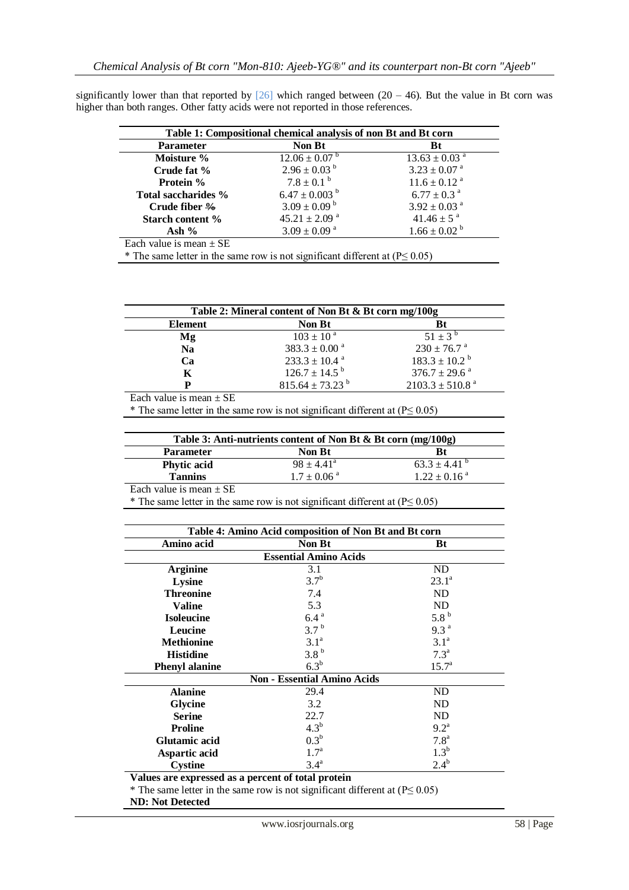significantly lower than that reported by [26] which ranged between (20 – 46). But the value in Bt corn was higher than both ranges. Other fatty acids were not reported in those references.

**Table 1: Compositional chemical analysis of non Bt and Bt corn**

| Parameter | Non Bt | Bt |
|---|---|---|
| **Moisture %** | $12.06 \pm 0.07^{b}$ | $13.63 \pm 0.03^{a}$ |
| **Crude fat %** | $2.96 \pm 0.03^{b}$ | $3.23 \pm 0.07^{a}$ |
| **Protein %** | $7.8 \pm 0.1^{b}$ | $11.6 \pm 0.12^{a}$ |
| **Total saccharides %** | $6.47 \pm 0.003^{b}$ | $6.77 \pm 0.3^{a}$ |
| **Crude fiber %** | $3.09 \pm 0.09^{b}$ | $3.92 \pm 0.03^{a}$ |
| **Starch content %** | $45.21 \pm 2.09^{a}$ | $41.46 \pm 5^{a}$ |
| **Ash %** | $3.09 \pm 0.09^{a}$ | $1.66 \pm 0.02^{b}$ |

Each value is mean ± SE

* The same letter in the same row is not significant different at ($P \leq 0.05$)

**Table 2: Mineral content of Non Bt & Bt corn mg/100g**

| Element | Non Bt | Bt |
|---|---|---|
| **Mg** | $103 \pm 10^{a}$ | $51 \pm 3^{b}$ |
| **Na** | $383.3 \pm 0.00^{a}$ | $230 \pm 76.7^{a}$ |
| **Ca** | $233.3 \pm 10.4^{a}$ | $183.3 \pm 10.2^{b}$ |
| **K** | $126.7 \pm 14.5^{b}$ | $376.7 \pm 29.6^{a}$ |
| **P** | $815.64 \pm 73.23^{b}$ | $2103.3 \pm 510.8^{a}$ |

Each value is mean ± SE

* The same letter in the same row is not significant different at ($P \leq 0.05$)

**Table 3: Anti-nutrients content of Non Bt & Bt corn (mg/100g)**

| Parameter | Non Bt | Bt |
|---|---|---|
| **Phytic acid** | $98 \pm 4.41^{a}$ | $63.3 \pm 4.41^{b}$ |
| **Tannins** | $1.7 \pm 0.06^{a}$ | $1.22 \pm 0.16^{a}$ |

Each value is mean ± SE

* The same letter in the same row is not significant different at ($P \leq 0.05$)

**Table 4: Amino Acid composition of Non Bt and Bt corn**

| Amino acid | Non Bt | Bt |
|---|---|---|
| | **Essential Amino Acids** | |
| **Arginine** | 3.1 | ND |
| **Lysine** | $3.7^{b}$ | $23.1^{a}$ |
| **Threonine** | 7.4 | ND |
| **Valine** | 5.3 | ND |
| **Isoleucine** | $6.4^{a}$ | $5.8^{b}$ |
| **Leucine** | $3.7^{b}$ | $9.3^{a}$ |
| **Methionine** | $3.1^{a}$ | $3.1^{a}$ |
| **Histidine** | $3.8^{b}$ | $7.3^{a}$ |
| **Phenyl alanine** | $6.3^{b}$ | $15.7^{a}$ |
| | **Non - Essential Amino Acids** | |
| **Alanine** | 29.4 | ND |
| **Glycine** | 3.2 | ND |
| **Serine** | 22.7 | ND |
| **Proline** | $4.3^{b}$ | $9.2^{a}$ |
| **Glutamic acid** | $0.3^{b}$ | $7.8^{a}$ |
| **Aspartic acid** | $1.7^{a}$ | $1.3^{b}$ |
| **Cystine** | $3.4^{a}$ | $2.4^{b}$ |

**Values are expressed as a percent of total protein**

* The same letter in the same row is not significant different at ($P \leq 0.05$)

**ND: Not Detected**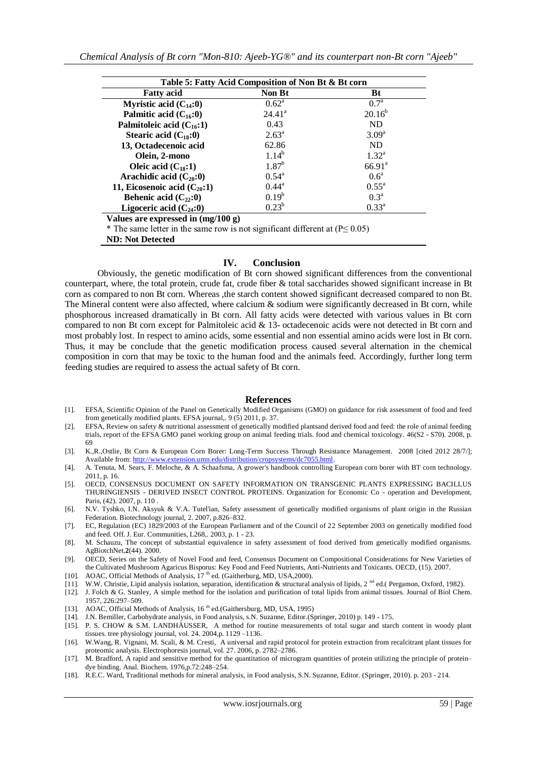| Table 5: Fatty Acid Composition of Non Bt & Bt corn | | |
|---|---|---|
| **Fatty acid** | **Non Bt** | **Bt** |
| **Myristic acid ($C_{14}$:0)** | $0.62^a$ | $0.7^a$ |
| **Palmitic acid ($C_{16}$:0)** | $24.41^a$ | $20.16^b$ |
| **Palmitoleic acid ($C_{16}$:1)** | 0.43 | ND |
| **Stearic acid ($C_{18}$:0)** | $2.63^a$ | $3.09^a$ |
| **13, Octadecenoic acid** | 62.86 | ND |
| **Olein, 2-mono** | $1.14^b$ | $1.32^a$ |
| **Oleic acid ($C_{18}$:1)** | $1.87^b$ | $66.91^a$ |
| **Arachidic acid ($C_{20}$:0)** | $0.54^a$ | $0.6^a$ |
| **11, Eicosenoic acid ($C_{20}$:1)** | $0.44^a$ | $0.55^a$ |
| **Behenic acid ($C_{22}$:0)** | $0.19^b$ | $0.3^a$ |
| **Ligoceric acid ($C_{24}$:0)** | $0.23^b$ | $0.33^a$ |

**Values are expressed in (mg/100 g)**

* The same letter in the same row is not significant different at ($P \leq 0.05$)

**ND: Not Detected**

## IV. Conclusion

Obviously, the genetic modification of Bt corn showed significant differences from the conventional counterpart, where, the total protein, crude fat, crude fiber & total saccharides showed significant increase in Bt corn as compared to non Bt corn. Whereas ,the starch content showed significant decreased compared to non Bt. The Mineral content were also affected, where calcium & sodium were significantly decreased in Bt corn, while phosphorous increased dramatically in Bt corn. All fatty acids were detected with various values in Bt corn compared to non Bt corn except for Palmitoleic acid & 13- octadecenoic acids were not detected in Bt corn and most probably lost. In respect to amino acids, some essential and non essential amino acids were lost in Bt corn. Thus, it may be conclude that the genetic modification process caused several alternation in the chemical composition in corn that may be toxic to the human food and the animals feed. Accordingly, further long term feeding studies are required to assess the actual safety of Bt corn.

## References

[1]. EFSA, Scientific Opinion of the Panel on Genetically Modified Organisms (GMO) on guidance for risk assessment of food and feed from genetically modified plants. EFSA journal,. 9 (5) 2011, p. 37.

[2]. EFSA, Review on safety & nutritional assessment of genetically modified plantsand derived food and feed: the role of animal feeding trials, report of the EFSA GMO panel working group on animal feeding trials. food and chemical toxicology. 46(S2 - S70). 2008, p. 69

[3]. K.,R.,Ostlie, Bt Corn & European Corn Borer: Long-Term Success Through Resistance Management. 2008 [cited 2012 28/7/]; Available from: http://www.extension.umn.edu/distribution/cropsystems/dc7055.html.

[4]. A. Tenuta, M. Sears, F. Meloche, & A. Schaafsma, A grower's handbook controlling European corn borer with BT corn technology. 2011, p. 16.

[5]. OECD, CONSENSUS DOCUMENT ON SAFETY INFORMATION ON TRANSGENIC PLANTS EXPRESSING BACILLUS THURINGIENSIS - DERIVED INSECT CONTROL PROTEINS. Organization for Economic Co - operation and Development, Paris, (42). 2007, p. 110 .

[6]. N.V. Tyshko, I.N. Aksyuk & V.A. Tutel'ian, Safety assessment of genetically modified organisms of plant origin in the Russian Federation. Biotechnology journal, 2. 2007, p.826–832.

[7]. EC, Regulation (EC) 1829/2003 of the European Parliament and of the Council of 22 September 2003 on genetically modified food and feed. Off. J. Eur. Communities, L268,. 2003, p. 1 - 23.

[8]. M. Schauzu, The concept of substantial equivalence in safety assessment of food derived from genetically modified organisms. AgBiotchNet,**2**(44). 2000.

[9]. OECD, Series on the Safety of Novel Food and feed, Consensus Document on Compositional Considerations for New Varieties of the Cultivated Mushroom Agaricus Bisporus: Key Food and Feed Nutrients, Anti-Nutrients and Toxicants. OECD, (15). 2007.

[10]. AOAC, Official Methods of Analysis, 17 th ed. (Gaitherburg, MD, USA,2000).

[11]. W.W. Christie, Lipid analysis isolation, separation, identification & structural analysis of lipids, 2 nd ed.( Pergamon, Oxford, 1982).

[12]. J. Folch & G. Stanley, A simple method for the isolation and purification of total lipids from animal tissues. Journal of Biol Chem. 1957, 226:297–509.

[13]. AOAC, Official Methods of Analysis, 16 th ed.(Gaithersburg, MD, USA, 1995)

[14]. J.N. Bemiller, Carbohydrate analysis, in Food analysis, s.N. Suzanne, Editor.(Springer, 2010) p. 149 - 175.

[15]. P. S. CHOW & S.M. LANDHÄUSSER, A method for routine measurements of total sugar and starch content in woody plant tissues. tree physiology journal, vol. 24. 2004,p. 1129 –1136.

[16]. W.Wang, R. Vignani, M. Scali, & M. Cresti, A universal and rapid protocol for protein extraction from recalcitrant plant tissues for proteomic analysis. Electrophoresis journal, vol. 27. 2006, p. 2782–2786.

[17]. M. Bradford, A rapid and sensitive method for the quantitation of microgram quantities of protein utilizing the principle of protein–dye binding. Anal. Biochem. 1976,p.72:248–254.

[18]. R.E.C. Ward, Traditional methods for mineral analysis, in Food analysis, S.N. Suzanne, Editor. (Springer, 2010). p. 203 - 214.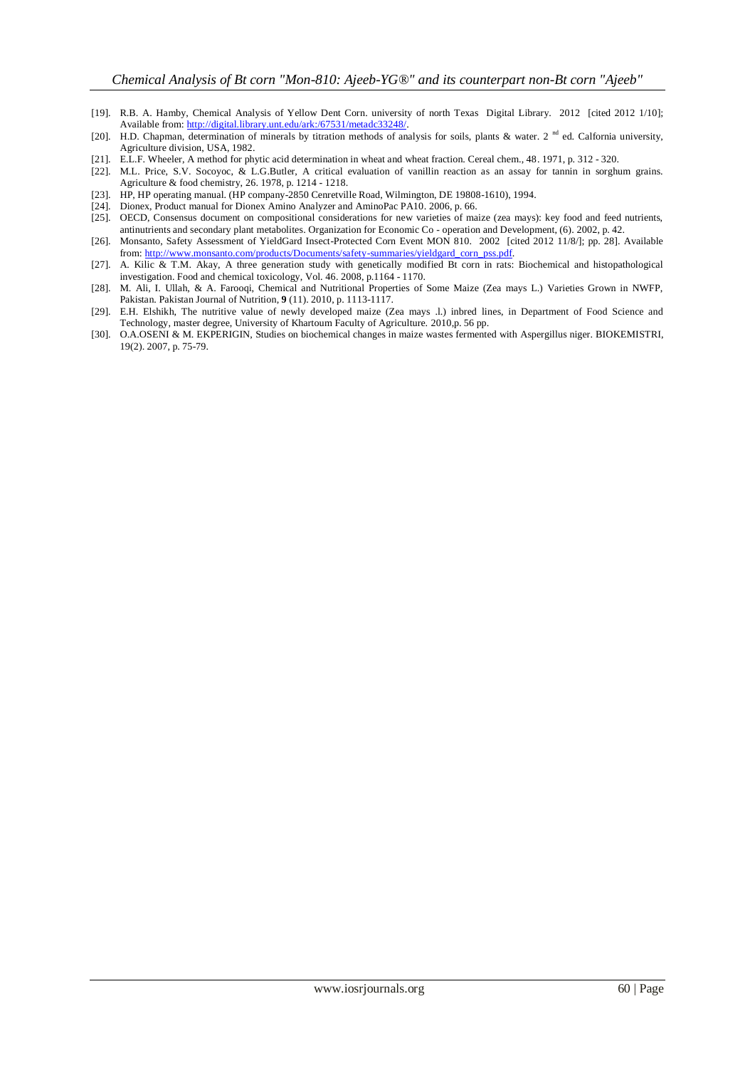[19]. R.B. A. Hamby, Chemical Analysis of Yellow Dent Corn. university of north Texas Digital Library. 2012 [cited 2012 1/10]; Available from: http://digital.library.unt.edu/ark:/67531/metadc33248/.

[20]. H.D. Chapman, determination of minerals by titration methods of analysis for soils, plants & water. 2 nd ed. Calfornia university, Agriculture division, USA, 1982.

[21]. E.L.F. Wheeler, A method for phytic acid determination in wheat and wheat fraction. Cereal chem., 48. 1971, p. 312 - 320.

[22]. M.L. Price, S.V. Socoyoc, & L.G.Butler, A critical evaluation of vanillin reaction as an assay for tannin in sorghum grains. Agriculture & food chemistry, 26. 1978, p. 1214 - 1218.

[23]. HP, HP operating manual. (HP company-2850 Cenretville Road, Wilmington, DE 19808-1610), 1994.

[24]. Dionex, Product manual for Dionex Amino Analyzer and AminoPac PA10. 2006, p. 66.

[25]. OECD, Consensus document on compositional considerations for new varieties of maize (zea mays): key food and feed nutrients, antinutrients and secondary plant metabolites. Organization for Economic Co - operation and Development, (6). 2002, p. 42.

[26]. Monsanto, Safety Assessment of YieldGard Insect-Protected Corn Event MON 810. 2002 [cited 2012 11/8/]; pp. 28]. Available from: http://www.monsanto.com/products/Documents/safety-summaries/yieldgard_corn_pss.pdf.

[27]. A. Kilic & T.M. Akay, A three generation study with genetically modified Bt corn in rats: Biochemical and histopathological investigation. Food and chemical toxicology, Vol. 46. 2008, p.1164 - 1170.

[28]. M. Ali, I. Ullah, & A. Farooqi, Chemical and Nutritional Properties of Some Maize (Zea mays L.) Varieties Grown in NWFP, Pakistan. Pakistan Journal of Nutrition, **9** (11). 2010, p. 1113-1117.

[29]. E.H. Elshikh, The nutritive value of newly developed maize (Zea mays .l.) inbred lines, in Department of Food Science and Technology, master degree, University of Khartoum Faculty of Agriculture. 2010,p. 56 pp.

[30]. O.A.OSENI & M. EKPERIGIN, Studies on biochemical changes in maize wastes fermented with Aspergillus niger. BIOKEMISTRI, 19(2). 2007, p. 75-79.